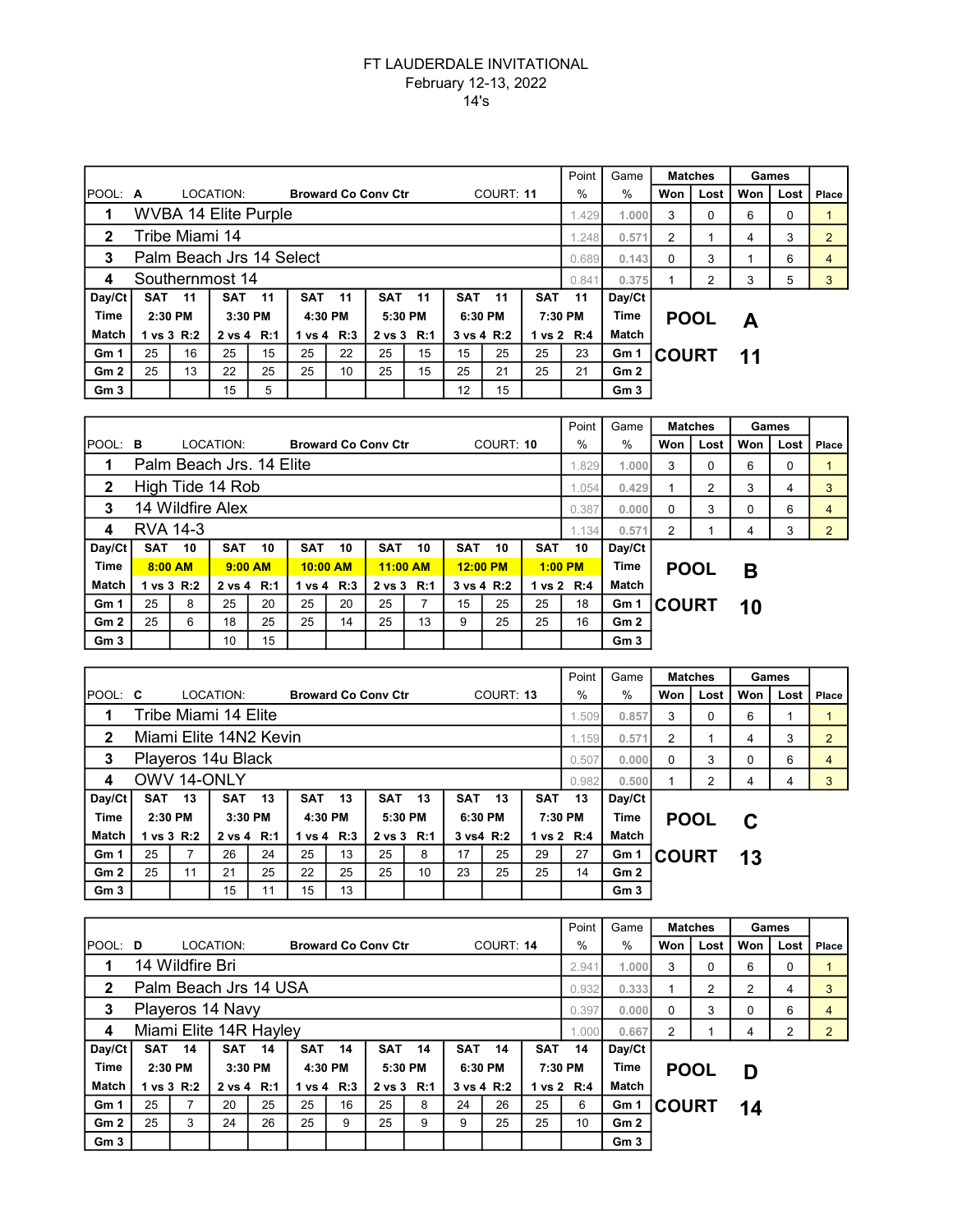FT LAUDERDALE INVITATIONAL
February 12-13, 2022
14's

POOL: A LOCATION: Broward Co Conv Ctr COURT: 11

| # | Team | Point % | Game % | Matches Won | Matches Lost | Games Won | Games Lost | Place |
|---|---|---|---|---|---|---|---|---|
| 1 | WVBA 14 Elite Purple | 1.429 | 1.000 | 3 | 0 | 6 | 0 | 1 |
| 2 | Tribe Miami 14 | 1.248 | 0.571 | 2 | 1 | 4 | 3 | 2 |
| 3 | Palm Beach Jrs 14 Select | 0.689 | 0.143 | 0 | 3 | 1 | 6 | 4 |
| 4 | Southernmost 14 | 0.841 | 0.375 | 1 | 2 | 3 | 5 | 3 |

| Day/Ct | SAT 11 | | SAT 11 | | SAT 11 | | SAT 11 | | SAT 11 | | SAT 11 | | Day/Ct |
|---|---|---|---|---|---|---|---|---|---|---|---|---|---|
| Time | 2:30 PM | | 3:30 PM | | 4:30 PM | | 5:30 PM | | 6:30 PM | | 7:30 PM | | Time |
| Match | 1 vs 3 R:2 | | 2 vs 4 R:1 | | 1 vs 4 R:3 | | 2 vs 3 R:1 | | 3 vs 4 R:2 | | 1 vs 2 R:4 | | Match |
| Gm 1 | 25 | 16 | 25 | 15 | 25 | 22 | 25 | 15 | 15 | 25 | 25 | 23 | Gm 1 |
| Gm 2 | 25 | 13 | 22 | 25 | 25 | 10 | 25 | 15 | 25 | 21 | 25 | 21 | Gm 2 |
| Gm 3 | | | 15 | 5 | | | | | 12 | 15 | | | Gm 3 |

POOL A COURT 11

POOL: B LOCATION: Broward Co Conv Ctr COURT: 10

| # | Team | Point % | Game % | Matches Won | Matches Lost | Games Won | Games Lost | Place |
|---|---|---|---|---|---|---|---|---|
| 1 | Palm Beach Jrs. 14 Elite | 1.829 | 1.000 | 3 | 0 | 6 | 0 | 1 |
| 2 | High Tide 14 Rob | 1.054 | 0.429 | 1 | 2 | 3 | 4 | 3 |
| 3 | 14 Wildfire Alex | 0.387 | 0.000 | 0 | 3 | 0 | 6 | 4 |
| 4 | RVA 14-3 | 1.134 | 0.571 | 2 | 1 | 4 | 3 | 2 |

| Day/Ct | SAT 10 | | SAT 10 | | SAT 10 | | SAT 10 | | SAT 10 | | SAT 10 | | Day/Ct |
|---|---|---|---|---|---|---|---|---|---|---|---|---|---|
| Time | 8:00 AM | | 9:00 AM | | 10:00 AM | | 11:00 AM | | 12:00 PM | | 1:00 PM | | Time |
| Match | 1 vs 3 R:2 | | 2 vs 4 R:1 | | 1 vs 4 R:3 | | 2 vs 3 R:1 | | 3 vs 4 R:2 | | 1 vs 2 R:4 | | Match |
| Gm 1 | 25 | 8 | 25 | 20 | 25 | 20 | 25 | 7 | 15 | 25 | 25 | 18 | Gm 1 |
| Gm 2 | 25 | 6 | 18 | 25 | 25 | 14 | 25 | 13 | 9 | 25 | 25 | 16 | Gm 2 |
| Gm 3 | | | 10 | 15 | | | | | | | | | Gm 3 |

POOL B COURT 10

POOL: C LOCATION: Broward Co Conv Ctr COURT: 13

| # | Team | Point % | Game % | Matches Won | Matches Lost | Games Won | Games Lost | Place |
|---|---|---|---|---|---|---|---|---|
| 1 | Tribe Miami 14 Elite | 1.509 | 0.857 | 3 | 0 | 6 | 1 | 1 |
| 2 | Miami Elite 14N2 Kevin | 1.159 | 0.571 | 2 | 1 | 4 | 3 | 2 |
| 3 | Playeros 14u Black | 0.507 | 0.000 | 0 | 3 | 0 | 6 | 4 |
| 4 | OWV 14-ONLY | 0.982 | 0.500 | 1 | 2 | 4 | 4 | 3 |

| Day/Ct | SAT 13 | | SAT 13 | | SAT 13 | | SAT 13 | | SAT 13 | | SAT 13 | | Day/Ct |
|---|---|---|---|---|---|---|---|---|---|---|---|---|---|
| Time | 2:30 PM | | 3:30 PM | | 4:30 PM | | 5:30 PM | | 6:30 PM | | 7:30 PM | | Time |
| Match | 1 vs 3 R:2 | | 2 vs 4 R:1 | | 1 vs 4 R:3 | | 2 vs 3 R:1 | | 3 vs4 R:2 | | 1 vs 2 R:4 | | Match |
| Gm 1 | 25 | 7 | 26 | 24 | 25 | 13 | 25 | 8 | 17 | 25 | 29 | 27 | Gm 1 |
| Gm 2 | 25 | 11 | 21 | 25 | 22 | 25 | 25 | 10 | 23 | 25 | 25 | 14 | Gm 2 |
| Gm 3 | | | 15 | 11 | 15 | 13 | | | | | | | Gm 3 |

POOL C COURT 13

POOL: D LOCATION: Broward Co Conv Ctr COURT: 14

| # | Team | Point % | Game % | Matches Won | Matches Lost | Games Won | Games Lost | Place |
|---|---|---|---|---|---|---|---|---|
| 1 | 14 Wildfire Bri | 2.941 | 1.000 | 3 | 0 | 6 | 0 | 1 |
| 2 | Palm Beach Jrs 14 USA | 0.932 | 0.333 | 1 | 2 | 2 | 4 | 3 |
| 3 | Playeros 14 Navy | 0.397 | 0.000 | 0 | 3 | 0 | 6 | 4 |
| 4 | Miami Elite 14R Hayley | 1.000 | 0.667 | 2 | 1 | 4 | 2 | 2 |

| Day/Ct | SAT 14 | | SAT 14 | | SAT 14 | | SAT 14 | | SAT 14 | | SAT 14 | | Day/Ct |
|---|---|---|---|---|---|---|---|---|---|---|---|---|---|
| Time | 2:30 PM | | 3:30 PM | | 4:30 PM | | 5:30 PM | | 6:30 PM | | 7:30 PM | | Time |
| Match | 1 vs 3 R:2 | | 2 vs 4 R:1 | | 1 vs 4 R:3 | | 2 vs 3 R:1 | | 3 vs 4 R:2 | | 1 vs 2 R:4 | | Match |
| Gm 1 | 25 | 7 | 20 | 25 | 25 | 16 | 25 | 8 | 24 | 26 | 25 | 6 | Gm 1 |
| Gm 2 | 25 | 3 | 24 | 26 | 25 | 9 | 25 | 9 | 9 | 25 | 25 | 10 | Gm 2 |
| Gm 3 | | | | | | | | | | | | | Gm 3 |

POOL D COURT 14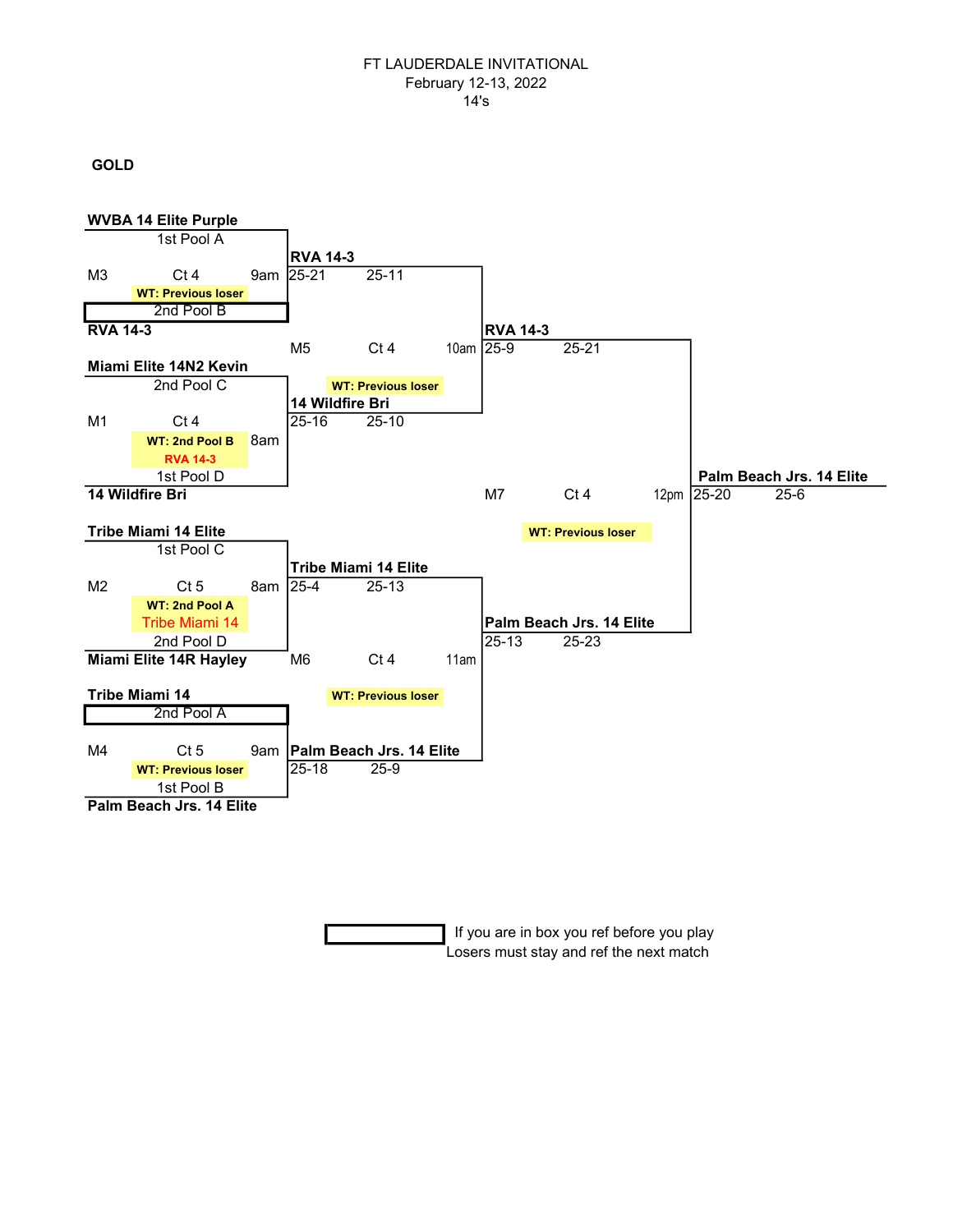FT LAUDERDALE INVITATIONAL
February 12-13, 2022
14's

**GOLD**

**Round 1**

| Match | Court | Time | Team 1 | Team 2 | Work Team |
| --- | --- | --- | --- | --- | --- |
| M1 | Ct 4 | 8am | **Miami Elite 14N2 Kevin** (2nd Pool C) | **14 Wildfire Bri** (1st Pool D) | WT: 2nd Pool B — RVA 14-3 |
| M2 | Ct 5 | 8am | **Tribe Miami 14 Elite** (1st Pool C) | **Miami Elite 14R Hayley** (2nd Pool D) | WT: 2nd Pool A — Tribe Miami 14 |
| M3 | Ct 4 | 9am | **WVBA 14 Elite Purple** (1st Pool A) | **RVA 14-3** (2nd Pool B) | WT: Previous loser |
| M4 | Ct 5 | 9am | **Tribe Miami 14** (2nd Pool A) | **Palm Beach Jrs. 14 Elite** (1st Pool B) | WT: Previous loser |

**Round 1 Winners**

- M3: **RVA 14-3** 25-21, 25-11
- M1: **14 Wildfire Bri** 25-16, 25-10
- M2: **Tribe Miami 14 Elite** 25-4, 25-13
- M4: **Palm Beach Jrs. 14 Elite** 25-18, 25-9

**Semifinals**

| Match | Court | Time | Teams | Work Team | Winner | Scores |
| --- | --- | --- | --- | --- | --- | --- |
| M5 | Ct 4 | 10am | RVA 14-3 vs. 14 Wildfire Bri | WT: Previous loser | **RVA 14-3** | 25-9, 25-21 |
| M6 | Ct 4 | 11am | Tribe Miami 14 Elite vs. Palm Beach Jrs. 14 Elite | WT: Previous loser | **Palm Beach Jrs. 14 Elite** | 25-13, 25-23 |

**Final**

| Match | Court | Time | Teams | Work Team | Winner | Scores |
| --- | --- | --- | --- | --- | --- | --- |
| M7 | Ct 4 | 12pm | RVA 14-3 vs. Palm Beach Jrs. 14 Elite | WT: Previous loser | **Palm Beach Jrs. 14 Elite** | 25-20, 25-6 |

(Boxed in bracket: RVA 14-3 (2nd Pool B), Tribe Miami 14 (2nd Pool A))

[Box] If you are in box you ref before you play
Losers must stay and ref the next match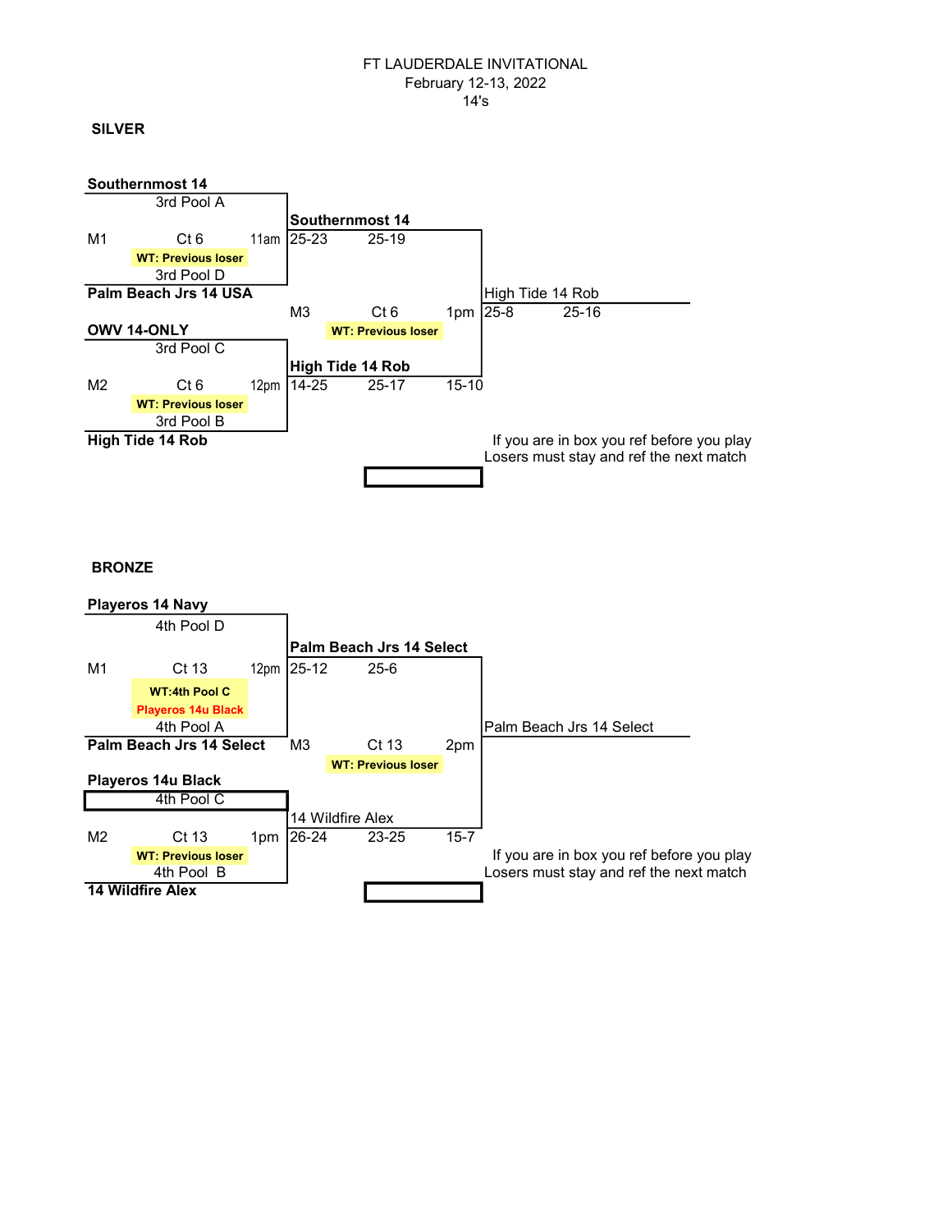FT LAUDERDALE INVITATIONAL
February 12-13, 2022
14's

**SILVER**

**Southernmost 14**
3rd Pool A

M1 Ct 6 11am
**WT: Previous loser**
3rd Pool D
**Palm Beach Jrs 14 USA**

**Southernmost 14**
25-23 25-19

M3 Ct 6 1pm
**WT: Previous loser**

**High Tide 14 Rob**
14-25 25-17 15-10

**OWV 14-ONLY**
3rd Pool C

M2 Ct 6 12pm
**WT: Previous loser**
3rd Pool B
**High Tide 14 Rob**

High Tide 14 Rob
25-8 25-16

If you are in box you ref before you play
Losers must stay and ref the next match

**BRONZE**

**Playeros 14 Navy**
4th Pool D

M1 Ct 13 12pm
**WT:4th Pool C**
**Playeros 14u Black**
4th Pool A
**Palm Beach Jrs 14 Select**

**Palm Beach Jrs 14 Select**
25-12 25-6

M3 Ct 13 2pm
**WT: Previous loser**

**Playeros 14u Black**
4th Pool C

14 Wildfire Alex
26-24 23-25 15-7

M2 Ct 13 1pm
**WT: Previous loser**
4th Pool B
**14 Wildfire Alex**

Palm Beach Jrs 14 Select

If you are in box you ref before you play
Losers must stay and ref the next match